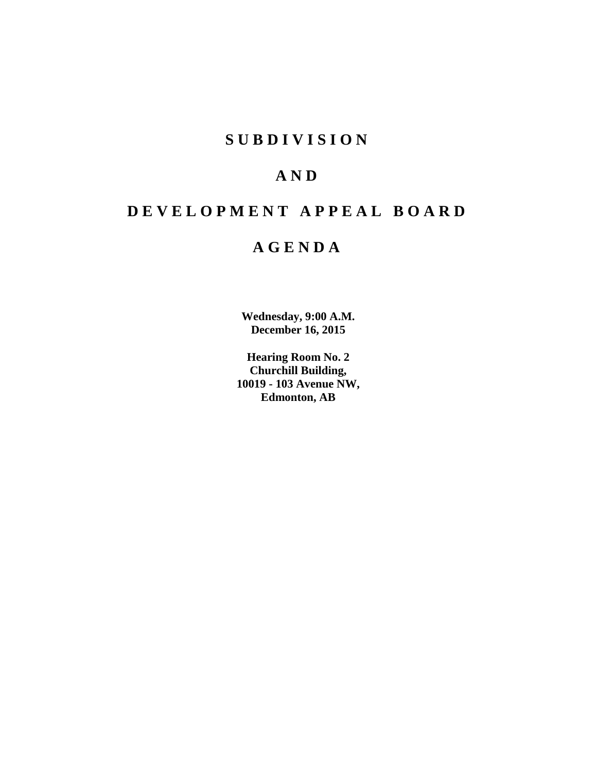# S U B D I V I S I O N

# A N D

# D E V E L O P M E N T   A P P E A L   B O A R D

# A G E N D A

**Wednesday, 9:00 A.M.**
**December 16, 2015**

**Hearing Room No. 2**
**Churchill Building,**
**10019 - 103 Avenue NW,**
**Edmonton, AB**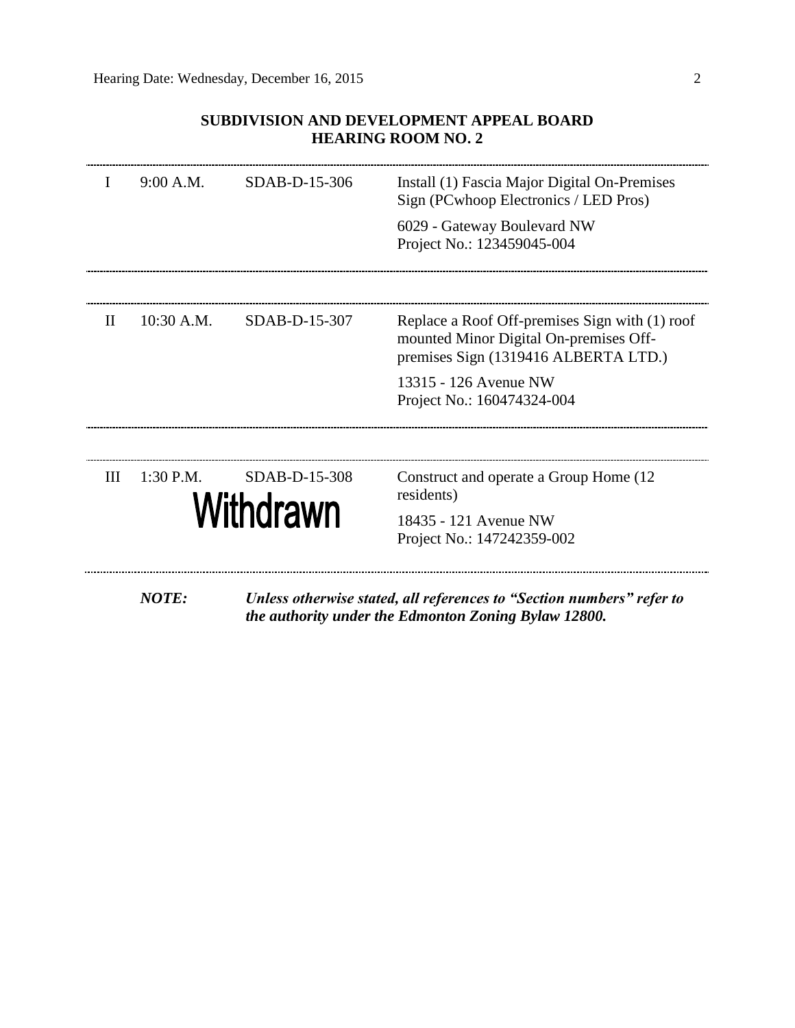## SUBDIVISION AND DEVELOPMENT APPEAL BOARD
## HEARING ROOM NO. 2

| | | | |
|---|---|---|---|
| I | 9:00 A.M. | SDAB-D-15-306 | Install (1) Fascia Major Digital On-Premises Sign (PCwhoop Electronics / LED Pros)<br><br>6029 - Gateway Boulevard NW<br>Project No.: 123459045-004 |
| II | 10:30 A.M. | SDAB-D-15-307 | Replace a Roof Off-premises Sign with (1) roof mounted Minor Digital On-premises Off-premises Sign (1319416 ALBERTA LTD.)<br><br>13315 - 126 Avenue NW<br>Project No.: 160474324-004 |
| III | 1:30 P.M. | SDAB-D-15-308<br>**Withdrawn** | Construct and operate a Group Home (12 residents)<br><br>18435 - 121 Avenue NW<br>Project No.: 147242359-002 |

***NOTE:*** ***Unless otherwise stated, all references to "Section numbers" refer to the authority under the Edmonton Zoning Bylaw 12800.***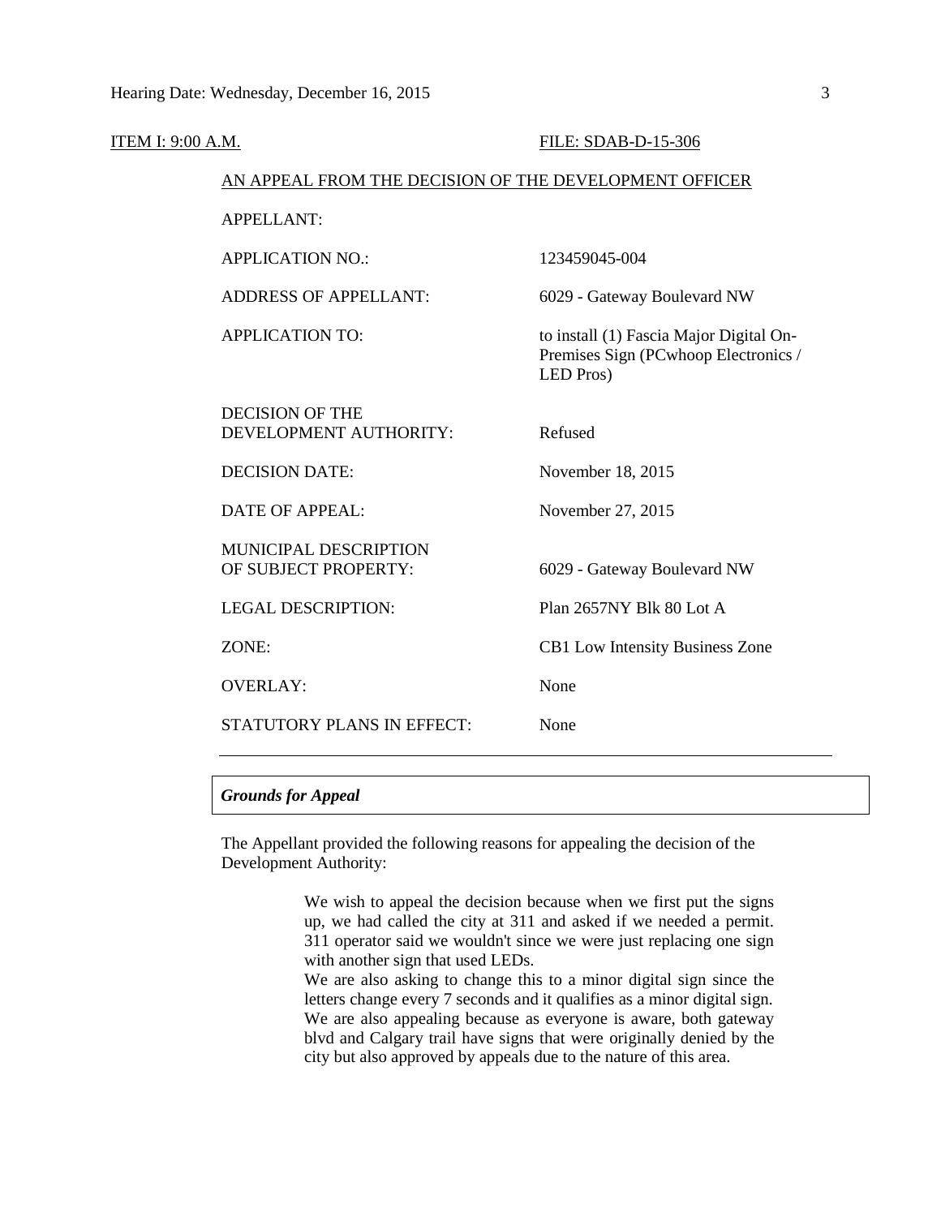ITEM I: 9:00 A.M. FILE: SDAB-D-15-306

AN APPEAL FROM THE DECISION OF THE DEVELOPMENT OFFICER

| | |
|---|---|
| APPELLANT: | |
| APPLICATION NO.: | 123459045-004 |
| ADDRESS OF APPELLANT: | 6029 - Gateway Boulevard NW |
| APPLICATION TO: | to install (1) Fascia Major Digital On-Premises Sign (PCwhoop Electronics / LED Pros) |
| DECISION OF THE DEVELOPMENT AUTHORITY: | Refused |
| DECISION DATE: | November 18, 2015 |
| DATE OF APPEAL: | November 27, 2015 |
| MUNICIPAL DESCRIPTION OF SUBJECT PROPERTY: | 6029 - Gateway Boulevard NW |
| LEGAL DESCRIPTION: | Plan 2657NY Blk 80 Lot A |
| ZONE: | CB1 Low Intensity Business Zone |
| OVERLAY: | None |
| STATUTORY PLANS IN EFFECT: | None |

***Grounds for Appeal***

The Appellant provided the following reasons for appealing the decision of the Development Authority:

> We wish to appeal the decision because when we first put the signs up, we had called the city at 311 and asked if we needed a permit. 311 operator said we wouldn't since we were just replacing one sign with another sign that used LEDs.
> We are also asking to change this to a minor digital sign since the letters change every 7 seconds and it qualifies as a minor digital sign. We are also appealing because as everyone is aware, both gateway blvd and Calgary trail have signs that were originally denied by the city but also approved by appeals due to the nature of this area.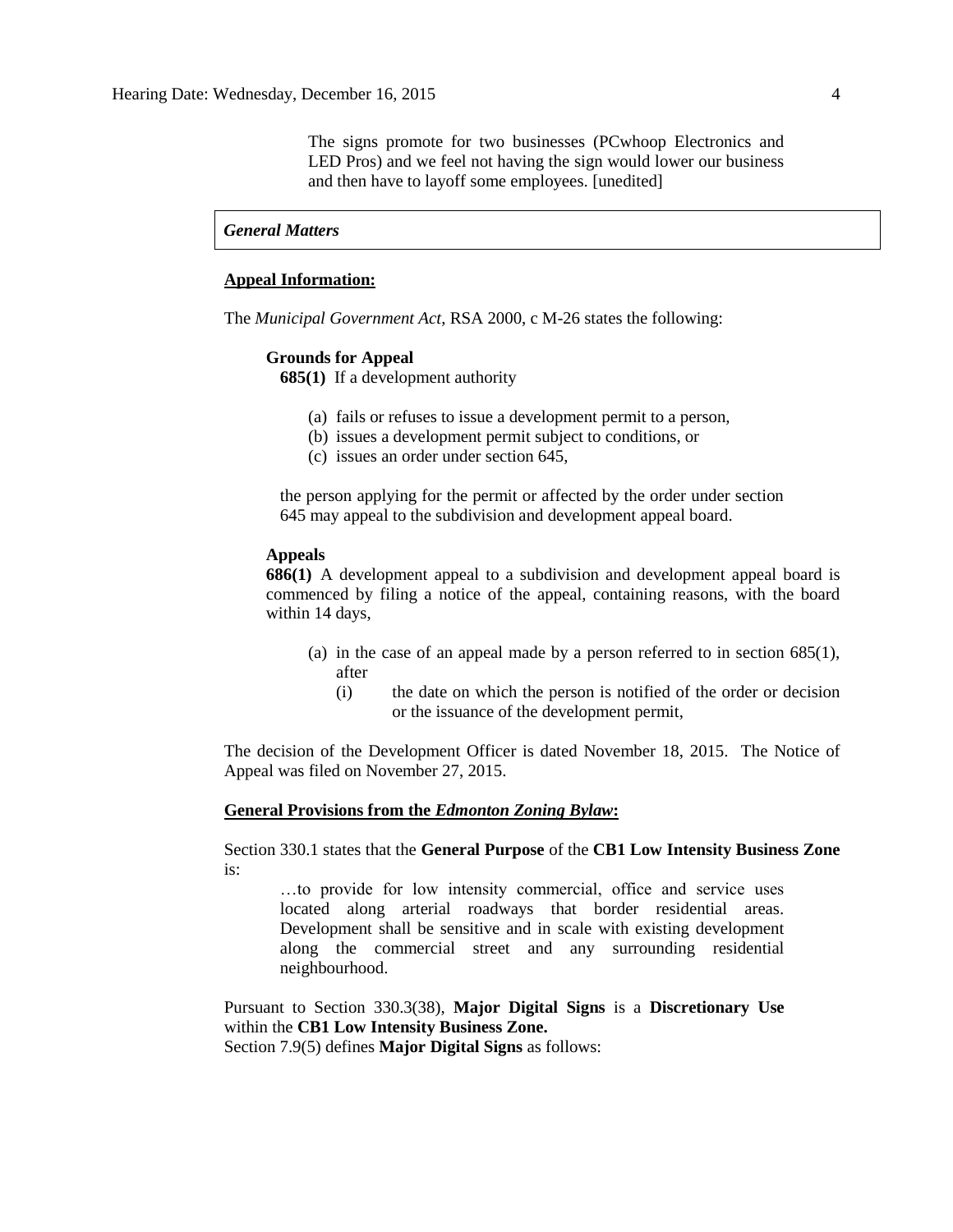> The signs promote for two businesses (PCwhoop Electronics and LED Pros) and we feel not having the sign would lower our business and then have to layoff some employees. [unedited]

*General Matters*

**Appeal Information:**

The *Municipal Government Act*, RSA 2000, c M-26 states the following:

> **Grounds for Appeal**
> **685(1)** If a development authority
>
> (a) fails or refuses to issue a development permit to a person,
> (b) issues a development permit subject to conditions, or
> (c) issues an order under section 645,
>
> the person applying for the permit or affected by the order under section 645 may appeal to the subdivision and development appeal board.
>
> **Appeals**
> **686(1)** A development appeal to a subdivision and development appeal board is commenced by filing a notice of the appeal, containing reasons, with the board within 14 days,
>
> (a) in the case of an appeal made by a person referred to in section 685(1), after
> (i) the date on which the person is notified of the order or decision or the issuance of the development permit,

The decision of the Development Officer is dated November 18, 2015. The Notice of Appeal was filed on November 27, 2015.

**General Provisions from the *Edmonton Zoning Bylaw*:**

Section 330.1 states that the **General Purpose** of the **CB1 Low Intensity Business Zone** is:

> …to provide for low intensity commercial, office and service uses located along arterial roadways that border residential areas. Development shall be sensitive and in scale with existing development along the commercial street and any surrounding residential neighbourhood.

Pursuant to Section 330.3(38), **Major Digital Signs** is a **Discretionary Use** within the **CB1 Low Intensity Business Zone.**
Section 7.9(5) defines **Major Digital Signs** as follows: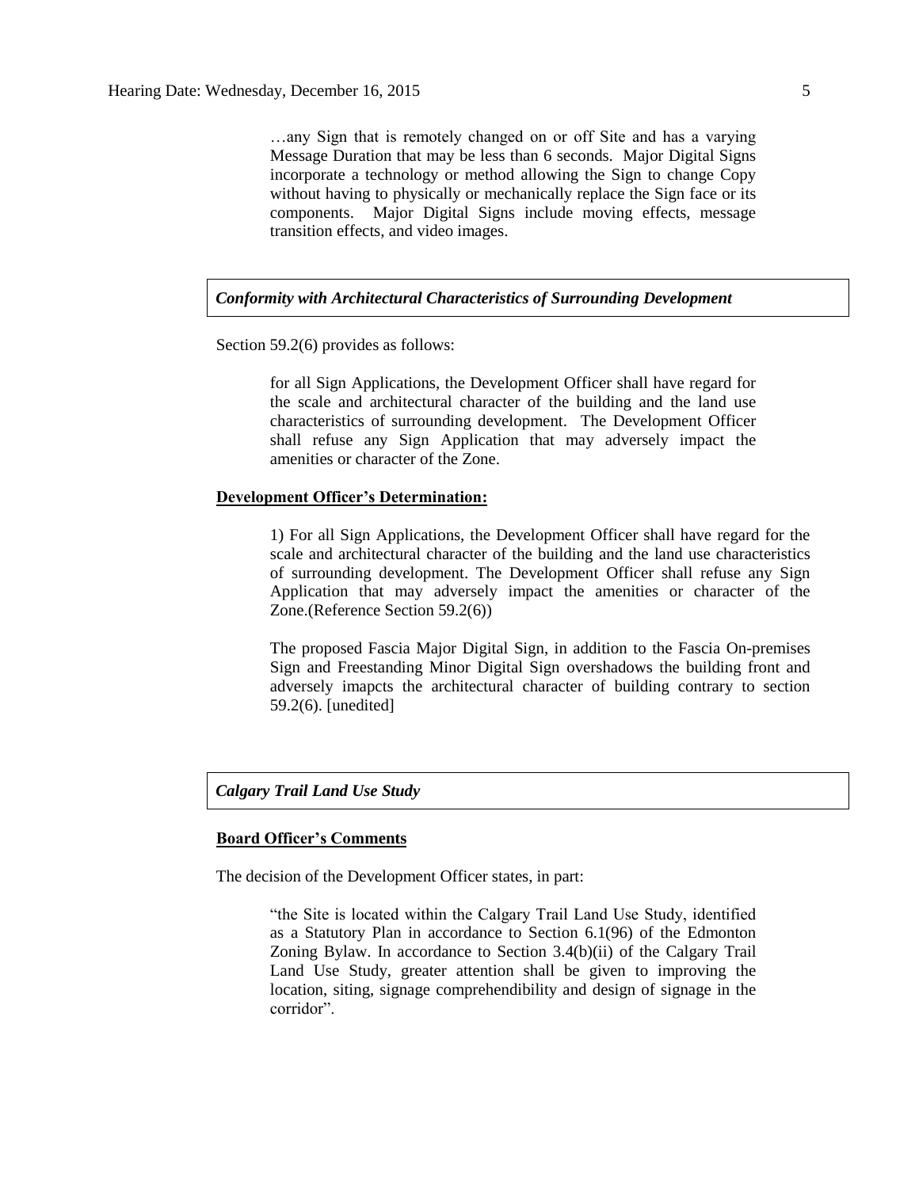> …any Sign that is remotely changed on or off Site and has a varying Message Duration that may be less than 6 seconds. Major Digital Signs incorporate a technology or method allowing the Sign to change Copy without having to physically or mechanically replace the Sign face or its components. Major Digital Signs include moving effects, message transition effects, and video images.

### *Conformity with Architectural Characteristics of Surrounding Development*

Section 59.2(6) provides as follows:

> for all Sign Applications, the Development Officer shall have regard for the scale and architectural character of the building and the land use characteristics of surrounding development. The Development Officer shall refuse any Sign Application that may adversely impact the amenities or character of the Zone.

**Development Officer's Determination:**

> 1) For all Sign Applications, the Development Officer shall have regard for the scale and architectural character of the building and the land use characteristics of surrounding development. The Development Officer shall refuse any Sign Application that may adversely impact the amenities or character of the Zone.(Reference Section 59.2(6))
>
> The proposed Fascia Major Digital Sign, in addition to the Fascia On-premises Sign and Freestanding Minor Digital Sign overshadows the building front and adversely imapcts the architectural character of building contrary to section 59.2(6). [unedited]

### *Calgary Trail Land Use Study*

**Board Officer's Comments**

The decision of the Development Officer states, in part:

> "the Site is located within the Calgary Trail Land Use Study, identified as a Statutory Plan in accordance to Section 6.1(96) of the Edmonton Zoning Bylaw. In accordance to Section 3.4(b)(ii) of the Calgary Trail Land Use Study, greater attention shall be given to improving the location, siting, signage comprehendibility and design of signage in the corridor".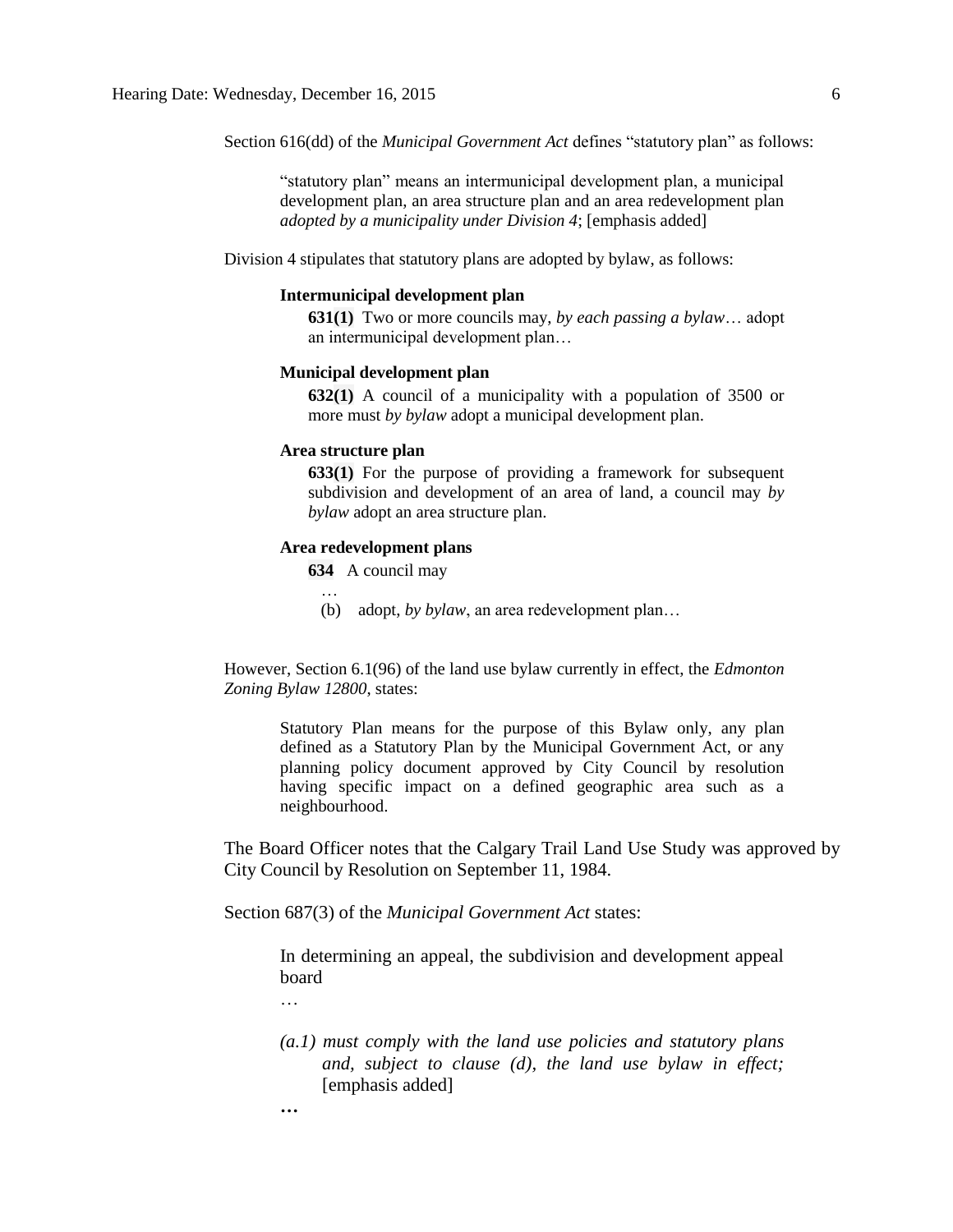Section 616(dd) of the *Municipal Government Act* defines "statutory plan" as follows:

> "statutory plan" means an intermunicipal development plan, a municipal development plan, an area structure plan and an area redevelopment plan *adopted by a municipality under Division 4*; [emphasis added]

Division 4 stipulates that statutory plans are adopted by bylaw, as follows:

> **Intermunicipal development plan**
>
> **631(1)** Two or more councils may, *by each passing a bylaw*… adopt an intermunicipal development plan…
>
> **Municipal development plan**
>
> **632(1)** A council of a municipality with a population of 3500 or more must *by bylaw* adopt a municipal development plan.
>
> **Area structure plan**
>
> **633(1)** For the purpose of providing a framework for subsequent subdivision and development of an area of land, a council may *by bylaw* adopt an area structure plan.
>
> **Area redevelopment plans**
>
> **634** A council may
>
> …
>
> (b) adopt, *by bylaw*, an area redevelopment plan…

However, Section 6.1(96) of the land use bylaw currently in effect, the *Edmonton Zoning Bylaw 12800*, states:

> Statutory Plan means for the purpose of this Bylaw only, any plan defined as a Statutory Plan by the Municipal Government Act, or any planning policy document approved by City Council by resolution having specific impact on a defined geographic area such as a neighbourhood.

The Board Officer notes that the Calgary Trail Land Use Study was approved by City Council by Resolution on September 11, 1984.

Section 687(3) of the *Municipal Government Act* states:

> In determining an appeal, the subdivision and development appeal board
>
> …
>
> *(a.1) must comply with the land use policies and statutory plans and, subject to clause (d), the land use bylaw in effect;* [emphasis added]
>
> **…**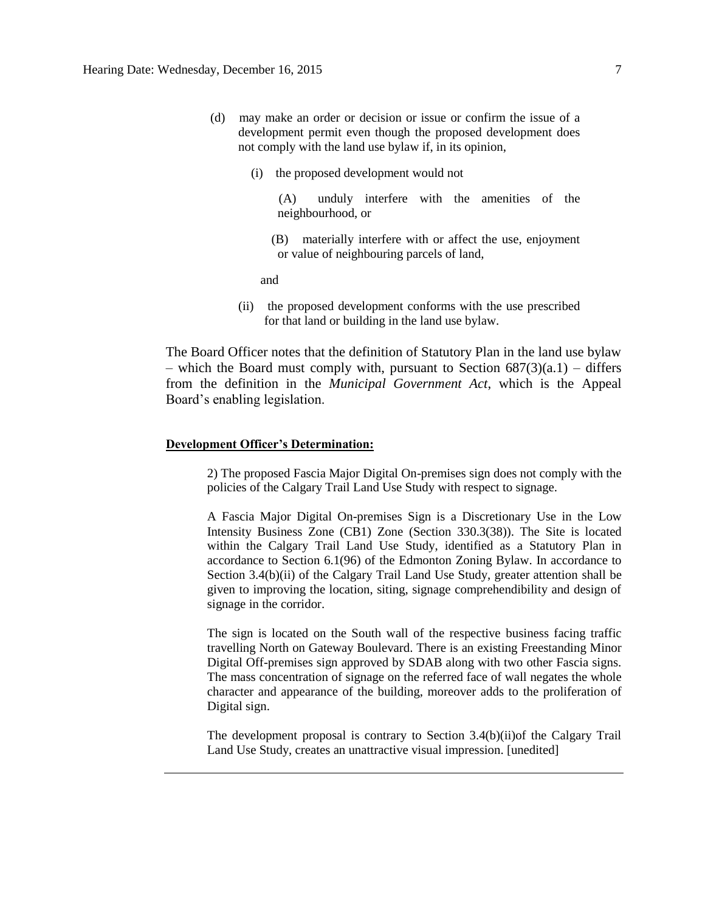(d) may make an order or decision or issue or confirm the issue of a development permit even though the proposed development does not comply with the land use bylaw if, in its opinion,

(i) the proposed development would not

(A) unduly interfere with the amenities of the neighbourhood, or

(B) materially interfere with or affect the use, enjoyment or value of neighbouring parcels of land,

and

(ii) the proposed development conforms with the use prescribed for that land or building in the land use bylaw.

The Board Officer notes that the definition of Statutory Plan in the land use bylaw – which the Board must comply with, pursuant to Section 687(3)(a.1) – differs from the definition in the *Municipal Government Act*, which is the Appeal Board's enabling legislation.

**Development Officer's Determination:**

2) The proposed Fascia Major Digital On-premises sign does not comply with the policies of the Calgary Trail Land Use Study with respect to signage.

A Fascia Major Digital On-premises Sign is a Discretionary Use in the Low Intensity Business Zone (CB1) Zone (Section 330.3(38)). The Site is located within the Calgary Trail Land Use Study, identified as a Statutory Plan in accordance to Section 6.1(96) of the Edmonton Zoning Bylaw. In accordance to Section 3.4(b)(ii) of the Calgary Trail Land Use Study, greater attention shall be given to improving the location, siting, signage comprehendibility and design of signage in the corridor.

The sign is located on the South wall of the respective business facing traffic travelling North on Gateway Boulevard. There is an existing Freestanding Minor Digital Off-premises sign approved by SDAB along with two other Fascia signs. The mass concentration of signage on the referred face of wall negates the whole character and appearance of the building, moreover adds to the proliferation of Digital sign.

The development proposal is contrary to Section 3.4(b)(ii)of the Calgary Trail Land Use Study, creates an unattractive visual impression. [unedited]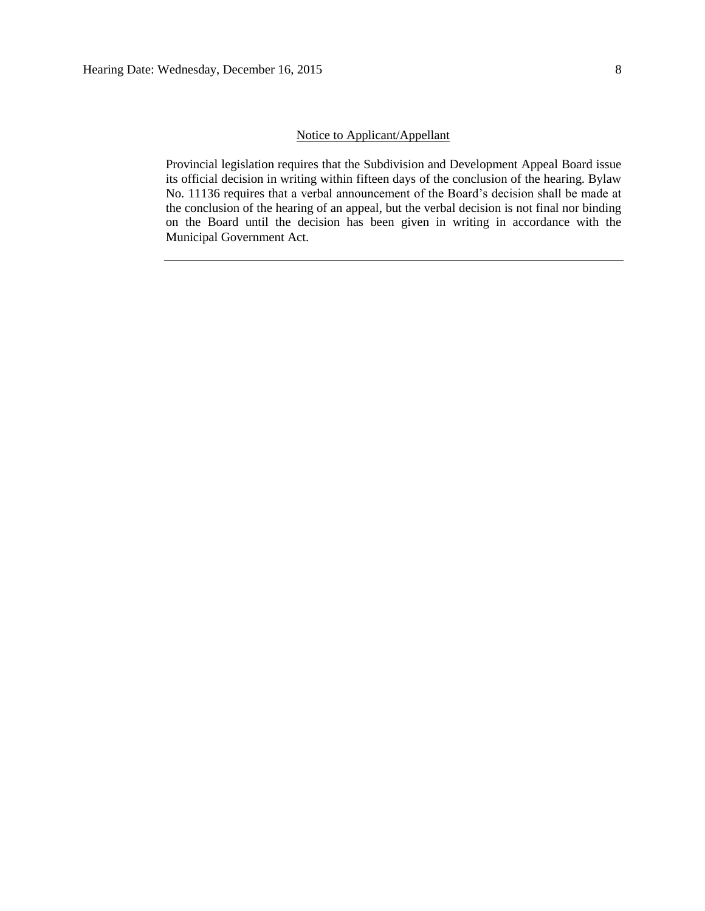Notice to Applicant/Appellant

Provincial legislation requires that the Subdivision and Development Appeal Board issue its official decision in writing within fifteen days of the conclusion of the hearing. Bylaw No. 11136 requires that a verbal announcement of the Board's decision shall be made at the conclusion of the hearing of an appeal, but the verbal decision is not final nor binding on the Board until the decision has been given in writing in accordance with the Municipal Government Act.

---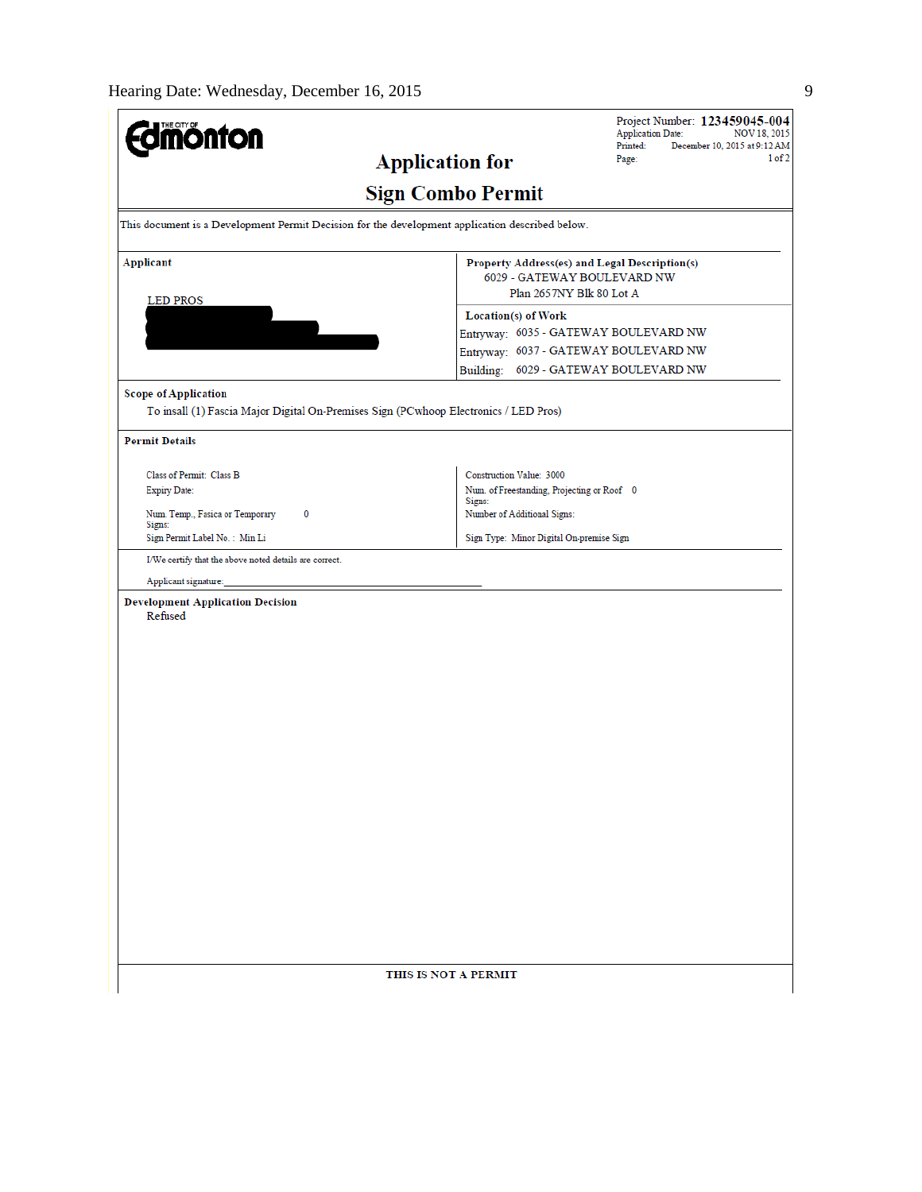Project Number: **123459045-004**
Application Date: NOV 18, 2015
Printed: December 10, 2015 at 9:12 AM
Page: 1 of 2

# Application for Sign Combo Permit

This document is a Development Permit Decision for the development application described below.

| Applicant | Property Address(es) and Legal Description(s) |
|---|---|
| LED PROS | 6029 - GATEWAY BOULEVARD NW<br>Plan 2657NY Blk 80 Lot A |
| | **Location(s) of Work**<br>Entryway: 6035 - GATEWAY BOULEVARD NW<br>Entryway: 6037 - GATEWAY BOULEVARD NW<br>Building: 6029 - GATEWAY BOULEVARD NW |

**Scope of Application**

To insall (1) Fascia Major Digital On-Premises Sign (PCwhoop Electronics / LED Pros)

**Permit Details**

| | |
|---|---|
| Class of Permit: Class B | Construction Value: 3000 |
| Expiry Date: | Num. of Freestanding, Projecting or Roof Signs: 0 |
| Num. Temp., Fasica or Temporary Signs: 0 | Number of Additional Signs: |
| Sign Permit Label No. : Min Li | Sign Type: Minor Digital On-premise Sign |

I/We certify that the above noted details are correct.

Applicant signature:_______________________________________________

**Development Application Decision**

Refused

**THIS IS NOT A PERMIT**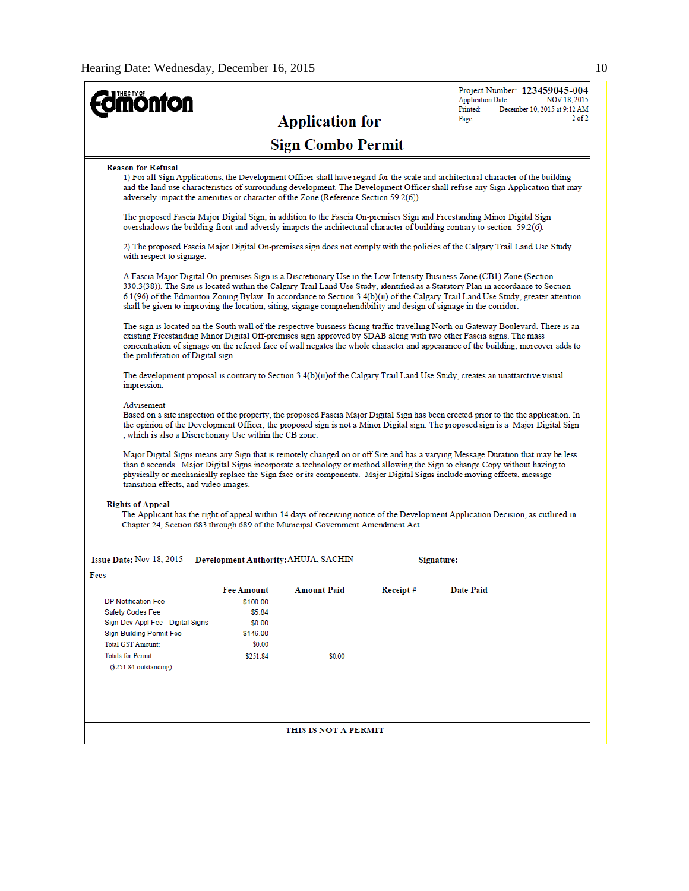**THE CITY OF Edmonton**

Project Number: **123459045-004**
Application Date: NOV 18, 2015
Printed: December 10, 2015 at 9:12 AM
Page: 2 of 2

# Application for
# Sign Combo Permit

**Reason for Refusal**

1) For all Sign Applications, the Development Officer shall have regard for the scale and architectural character of the building and the land use characteristics of surrounding development. The Development Officer shall refuse any Sign Application that may adversely impact the amenities or character of the Zone.(Reference Section 59.2(6))

The proposed Fascia Major Digital Sign, in addition to the Fascia On-premises Sign and Freestanding Minor Digital Sign overshadows the building front and adversly imapcts the architectural character of building contrary to section 59.2(6).

2) The proposed Fascia Major Digital On-premises sign does not comply with the policies of the Calgary Trail Land Use Study with respect to signage.

A Fascia Major Digital On-premises Sign is a Discretionary Use in the Low Intensity Business Zone (CB1) Zone (Section 330.3(38)). The Site is located within the Calgary Trail Land Use Study, identified as a Statutory Plan in accordance to Section 6.1(96) of the Edmonton Zoning Bylaw. In accordance to Section 3.4(b)(ii) of the Calgary Trail Land Use Study, greater attention shall be given to improving the location, siting, signage comprehendibility and design of signage in the corridor.

The sign is located on the South wall of the respective buisness facing traffic travelling North on Gateway Boulevard. There is an existing Freestanding Minor Digital Off-premises sign approved by SDAB along with two other Fascia signs. The mass concentration of signage on the refered face of wall negates the whole character and appearance of the building, moreover adds to the proliferation of Digital sign.

The development proposal is contrary to Section 3.4(b)(ii)of the Calgary Trail Land Use Study, creates an unattarctive visual impression.

Advisement
Based on a site inspection of the property, the proposed Fascia Major Digital Sign has been erected prior to the the application. In the opinion of the Development Officer, the proposed sign is not a Minor Digital sign. The proposed sign is a Major Digital Sign , which is also a Discretionary Use within the CB zone.

Major Digital Signs means any Sign that is remotely changed on or off Site and has a varying Message Duration that may be less than 6 seconds. Major Digital Signs incorporate a technology or method allowing the Sign to change Copy without having to physically or mechanically replace the Sign face or its components. Major Digital Signs include moving effects, message transition effects, and video images.

**Rights of Appeal**

The Applicant has the right of appeal within 14 days of receiving notice of the Development Application Decision, as outlined in Chapter 24, Section 683 through 689 of the Municipal Government Amendment Act.

**Issue Date:** Nov 18, 2015 **Development Authority:** AHUJA, SACHIN **Signature:** ____________________

**Fees**

| | Fee Amount | Amount Paid | Receipt # | Date Paid |
|---|---|---|---|---|
| DP Notification Fee | $100.00 | | | |
| Safety Codes Fee | $5.84 | | | |
| Sign Dev Appl Fee - Digital Signs | $0.00 | | | |
| Sign Building Permit Fee | $146.00 | | | |
| Total GST Amount: | $0.00 | | | |
| Totals for Permit: | $251.84 | $0.00 | | |
| ($251.84 outstanding) | | | | |

**THIS IS NOT A PERMIT**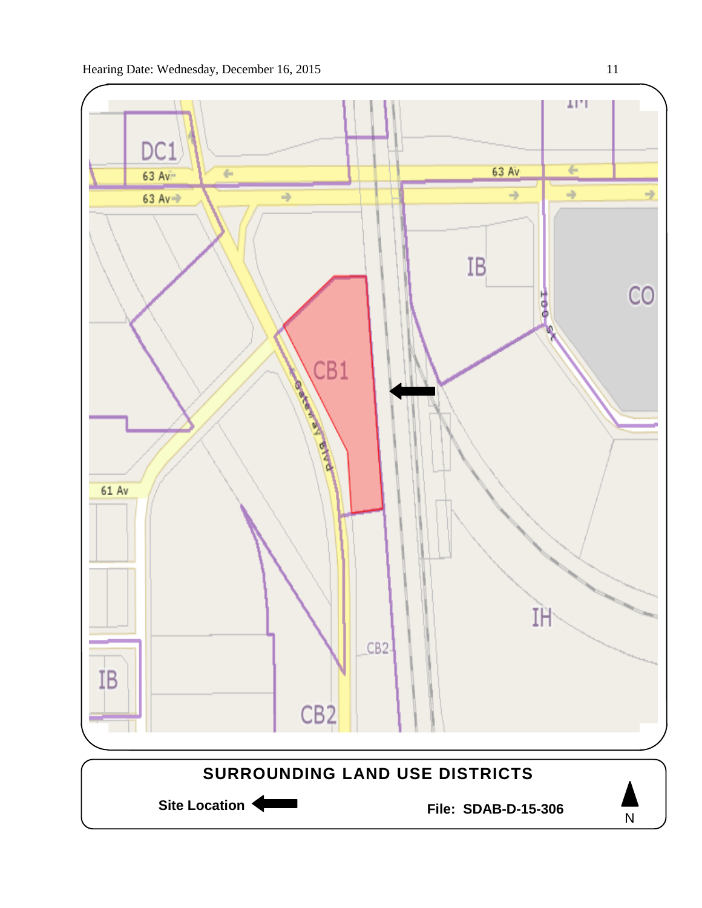**SURROUNDING LAND USE DISTRICTS**

**Site Location** ←

**File: SDAB-D-15-306**

N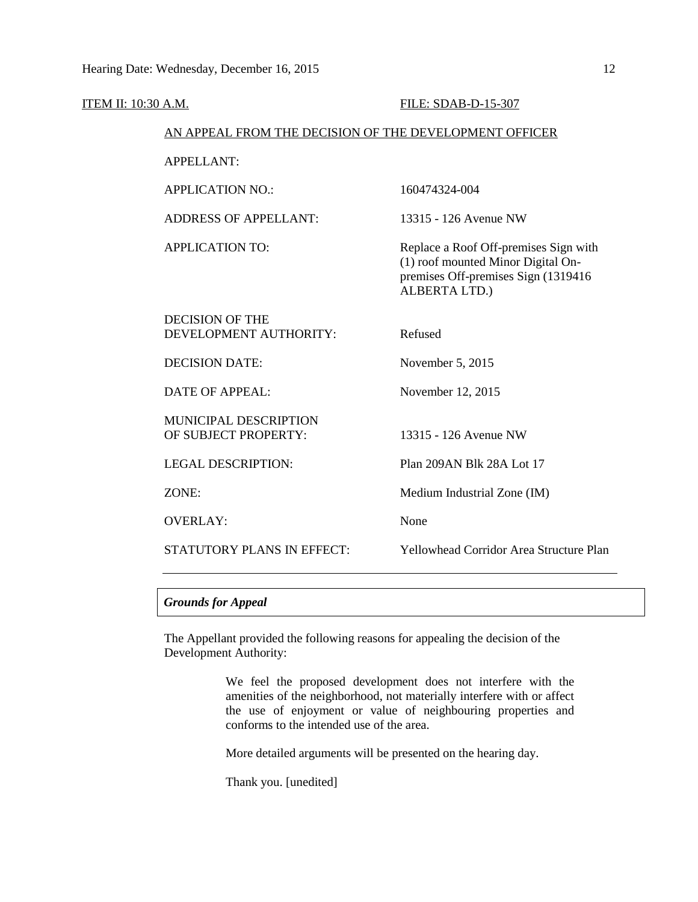ITEM II: 10:30 A.M. FILE: SDAB-D-15-307

AN APPEAL FROM THE DECISION OF THE DEVELOPMENT OFFICER

| | |
|---|---|
| APPELLANT: | |
| APPLICATION NO.: | 160474324-004 |
| ADDRESS OF APPELLANT: | 13315 - 126 Avenue NW |
| APPLICATION TO: | Replace a Roof Off-premises Sign with (1) roof mounted Minor Digital On-premises Off-premises Sign (1319416 ALBERTA LTD.) |
| DECISION OF THE DEVELOPMENT AUTHORITY: | Refused |
| DECISION DATE: | November 5, 2015 |
| DATE OF APPEAL: | November 12, 2015 |
| MUNICIPAL DESCRIPTION OF SUBJECT PROPERTY: | 13315 - 126 Avenue NW |
| LEGAL DESCRIPTION: | Plan 209AN Blk 28A Lot 17 |
| ZONE: | Medium Industrial Zone (IM) |
| OVERLAY: | None |
| STATUTORY PLANS IN EFFECT: | Yellowhead Corridor Area Structure Plan |

---

***Grounds for Appeal***

The Appellant provided the following reasons for appealing the decision of the Development Authority:

> We feel the proposed development does not interfere with the amenities of the neighborhood, not materially interfere with or affect the use of enjoyment or value of neighbouring properties and conforms to the intended use of the area.
>
> More detailed arguments will be presented on the hearing day.
>
> Thank you. [unedited]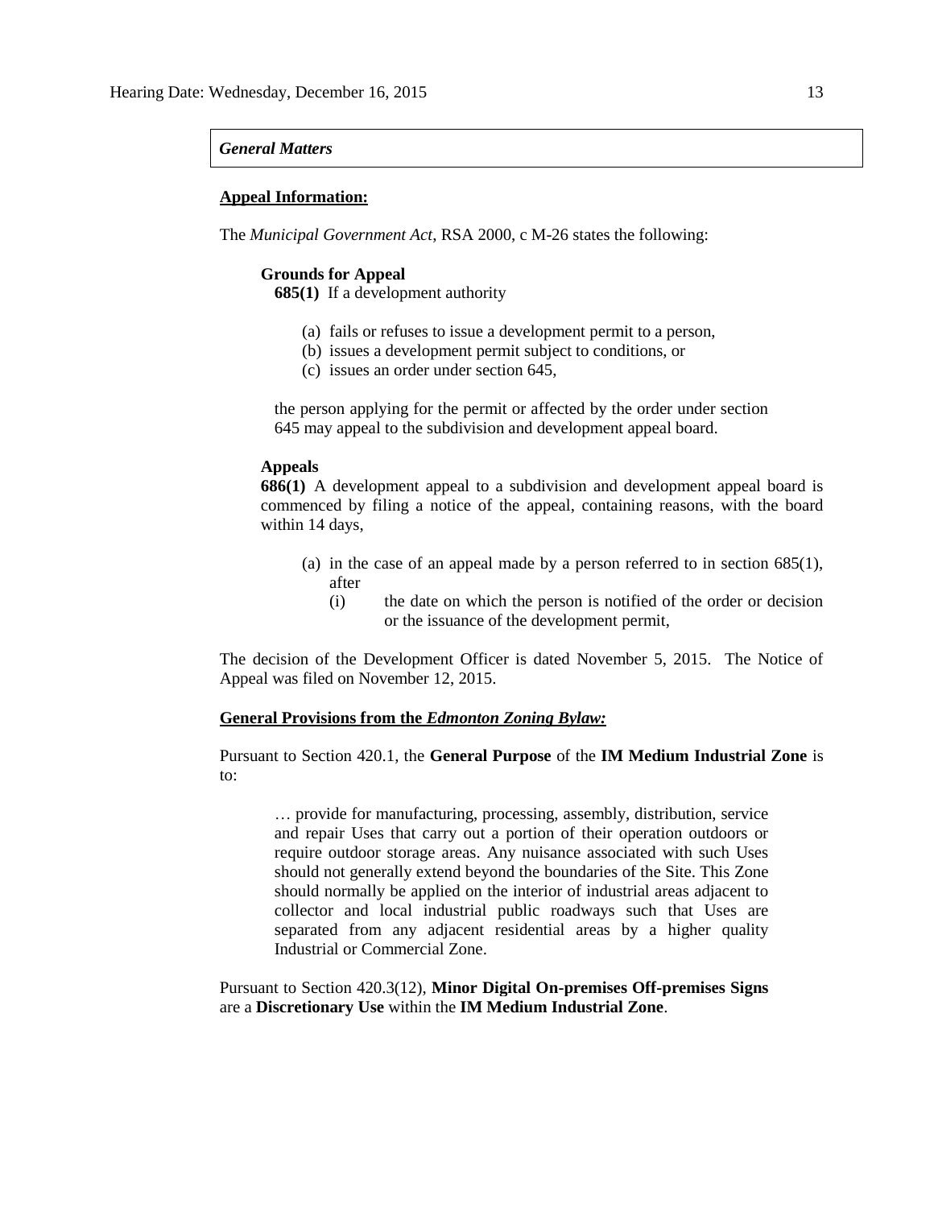*General Matters*

**Appeal Information:**

The *Municipal Government Act*, RSA 2000, c M-26 states the following:

> **Grounds for Appeal**
>
> **685(1)** If a development authority
>
> (a) fails or refuses to issue a development permit to a person,
> (b) issues a development permit subject to conditions, or
> (c) issues an order under section 645,
>
> the person applying for the permit or affected by the order under section 645 may appeal to the subdivision and development appeal board.
>
> **Appeals**
>
> **686(1)** A development appeal to a subdivision and development appeal board is commenced by filing a notice of the appeal, containing reasons, with the board within 14 days,
>
> (a) in the case of an appeal made by a person referred to in section 685(1), after
>
> (i) the date on which the person is notified of the order or decision or the issuance of the development permit,

The decision of the Development Officer is dated November 5, 2015. The Notice of Appeal was filed on November 12, 2015.

**General Provisions from the *Edmonton Zoning Bylaw:***

Pursuant to Section 420.1, the **General Purpose** of the **IM Medium Industrial Zone** is to:

> … provide for manufacturing, processing, assembly, distribution, service and repair Uses that carry out a portion of their operation outdoors or require outdoor storage areas. Any nuisance associated with such Uses should not generally extend beyond the boundaries of the Site. This Zone should normally be applied on the interior of industrial areas adjacent to collector and local industrial public roadways such that Uses are separated from any adjacent residential areas by a higher quality Industrial or Commercial Zone.

Pursuant to Section 420.3(12), **Minor Digital On-premises Off-premises Signs** are a **Discretionary Use** within the **IM Medium Industrial Zone**.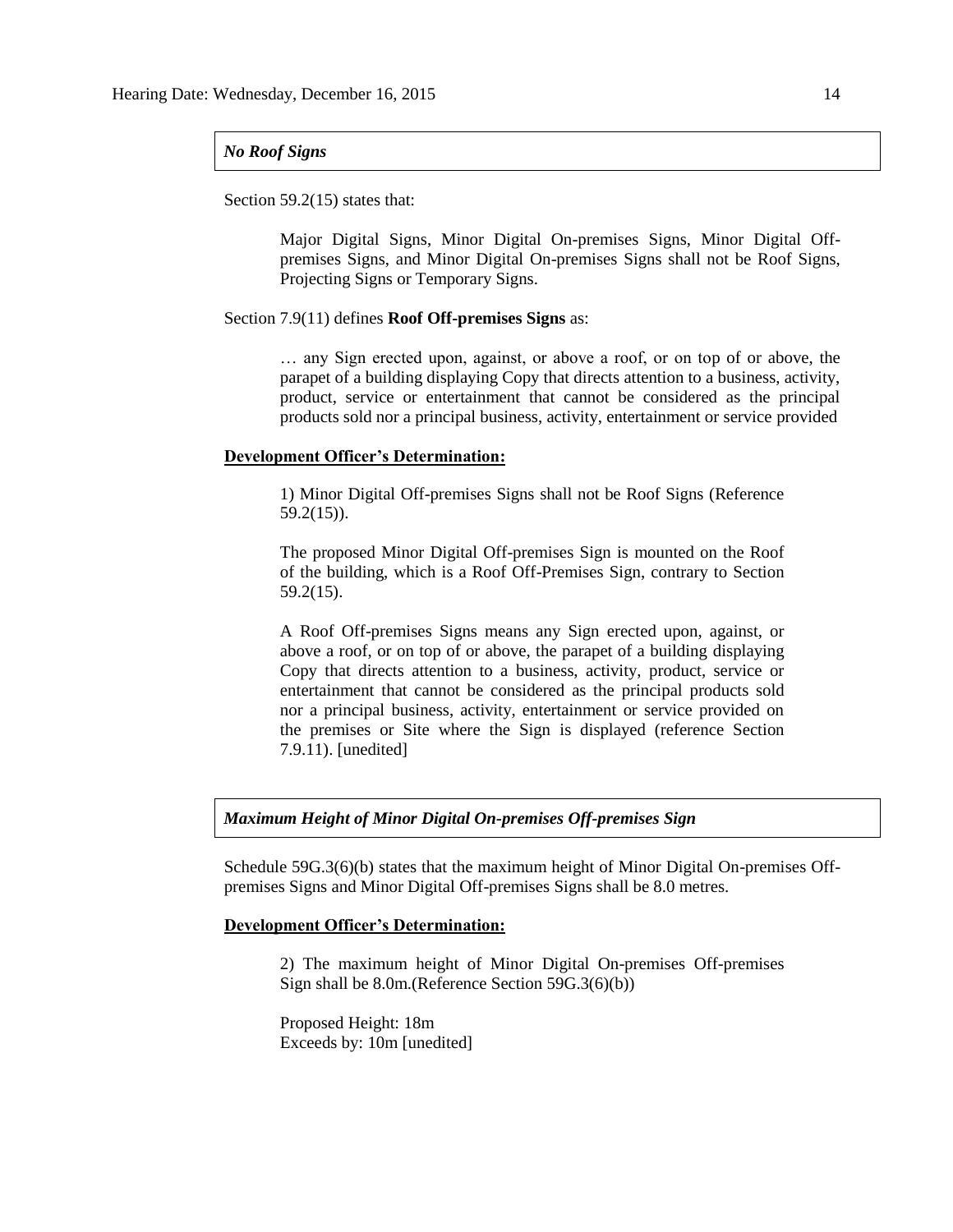***No Roof Signs***

Section 59.2(15) states that:

> Major Digital Signs, Minor Digital On-premises Signs, Minor Digital Off-premises Signs, and Minor Digital On-premises Signs shall not be Roof Signs, Projecting Signs or Temporary Signs.

Section 7.9(11) defines **Roof Off-premises Signs** as:

> … any Sign erected upon, against, or above a roof, or on top of or above, the parapet of a building displaying Copy that directs attention to a business, activity, product, service or entertainment that cannot be considered as the principal products sold nor a principal business, activity, entertainment or service provided

**Development Officer's Determination:**

> 1) Minor Digital Off-premises Signs shall not be Roof Signs (Reference 59.2(15)).
>
> The proposed Minor Digital Off-premises Sign is mounted on the Roof of the building, which is a Roof Off-Premises Sign, contrary to Section 59.2(15).
>
> A Roof Off-premises Signs means any Sign erected upon, against, or above a roof, or on top of or above, the parapet of a building displaying Copy that directs attention to a business, activity, product, service or entertainment that cannot be considered as the principal products sold nor a principal business, activity, entertainment or service provided on the premises or Site where the Sign is displayed (reference Section 7.9.11). [unedited]

***Maximum Height of Minor Digital On-premises Off-premises Sign***

Schedule 59G.3(6)(b) states that the maximum height of Minor Digital On-premises Off-premises Signs and Minor Digital Off-premises Signs shall be 8.0 metres.

**Development Officer's Determination:**

> 2) The maximum height of Minor Digital On-premises Off-premises Sign shall be 8.0m.(Reference Section 59G.3(6)(b))
>
> Proposed Height: 18m
> Exceeds by: 10m [unedited]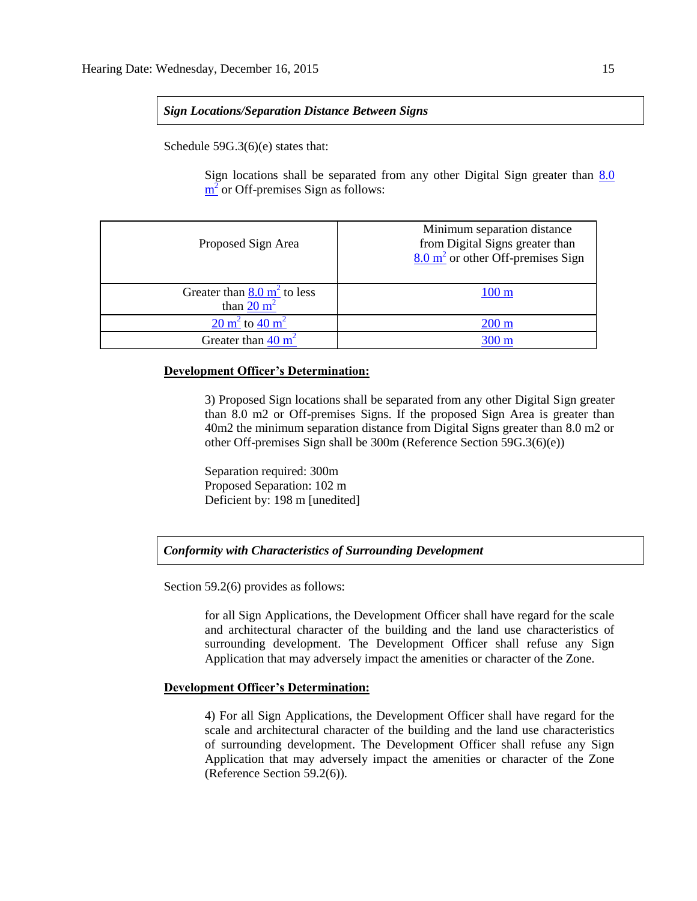***Sign Locations/Separation Distance Between Signs***

Schedule 59G.3(6)(e) states that:

> Sign locations shall be separated from any other Digital Sign greater than 8.0 $m^2$ or Off-premises Sign as follows:

| Proposed Sign Area | Minimum separation distance from Digital Signs greater than 8.0 $m^2$ or other Off-premises Sign |
|---|---|
| Greater than 8.0 $m^2$ to less than 20 $m^2$ | 100 m |
| 20 $m^2$ to 40 $m^2$ | 200 m |
| Greater than 40 $m^2$ | 300 m |

**<u>Development Officer's Determination:</u>**

> 3) Proposed Sign locations shall be separated from any other Digital Sign greater than 8.0 m2 or Off-premises Signs. If the proposed Sign Area is greater than 40m2 the minimum separation distance from Digital Signs greater than 8.0 m2 or other Off-premises Sign shall be 300m (Reference Section 59G.3(6)(e))
>
> Separation required: 300m
> Proposed Separation: 102 m
> Deficient by: 198 m [unedited]

***Conformity with Characteristics of Surrounding Development***

Section 59.2(6) provides as follows:

> for all Sign Applications, the Development Officer shall have regard for the scale and architectural character of the building and the land use characteristics of surrounding development. The Development Officer shall refuse any Sign Application that may adversely impact the amenities or character of the Zone.

**<u>Development Officer's Determination:</u>**

> 4) For all Sign Applications, the Development Officer shall have regard for the scale and architectural character of the building and the land use characteristics of surrounding development. The Development Officer shall refuse any Sign Application that may adversely impact the amenities or character of the Zone (Reference Section 59.2(6)).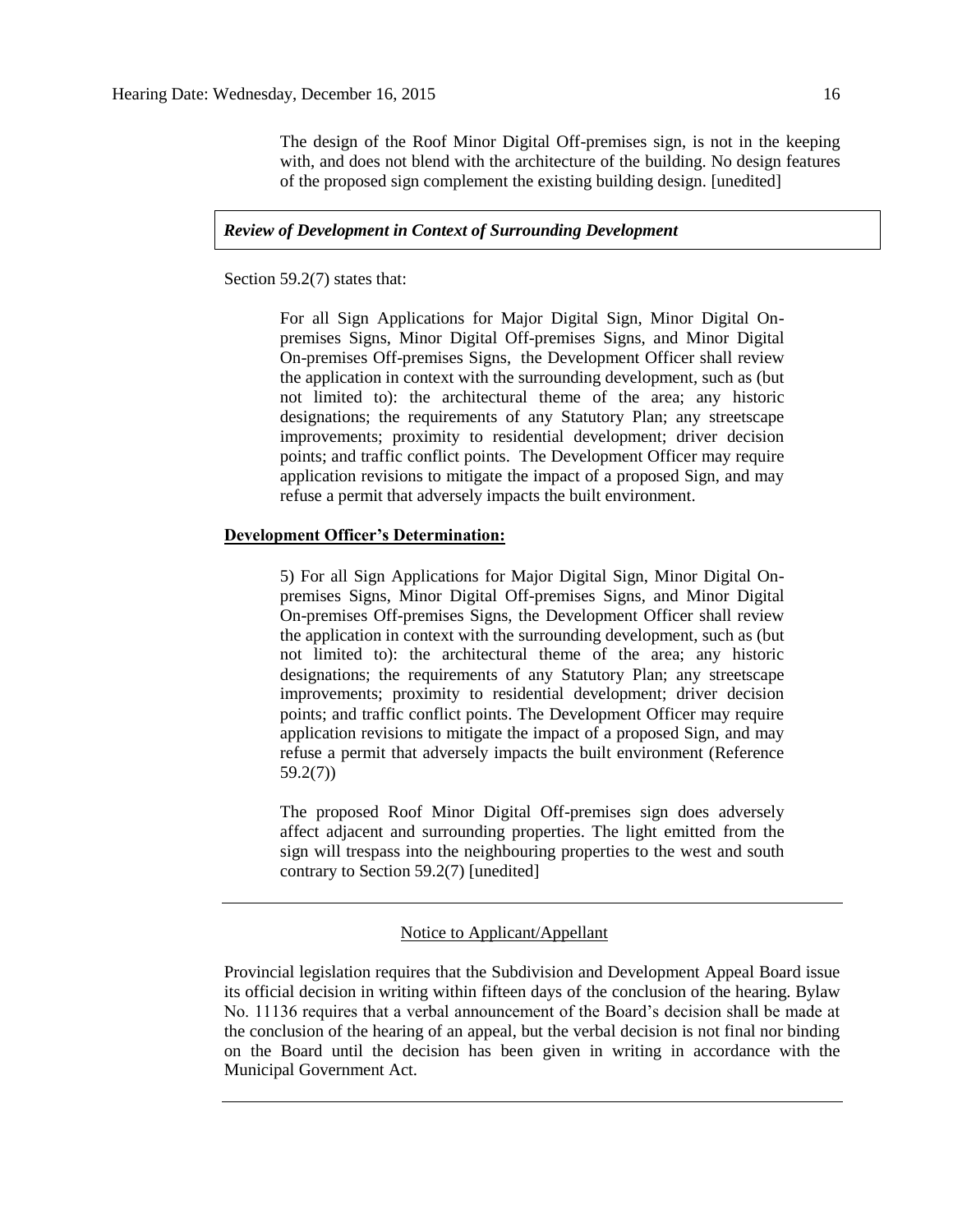> The design of the Roof Minor Digital Off-premises sign, is not in the keeping with, and does not blend with the architecture of the building. No design features of the proposed sign complement the existing building design. [unedited]

***Review of Development in Context of Surrounding Development***

Section 59.2(7) states that:

> For all Sign Applications for Major Digital Sign, Minor Digital On-premises Signs, Minor Digital Off-premises Signs, and Minor Digital On-premises Off-premises Signs, the Development Officer shall review the application in context with the surrounding development, such as (but not limited to): the architectural theme of the area; any historic designations; the requirements of any Statutory Plan; any streetscape improvements; proximity to residential development; driver decision points; and traffic conflict points. The Development Officer may require application revisions to mitigate the impact of a proposed Sign, and may refuse a permit that adversely impacts the built environment.

**Development Officer's Determination:**

> 5) For all Sign Applications for Major Digital Sign, Minor Digital On-premises Signs, Minor Digital Off-premises Signs, and Minor Digital On-premises Off-premises Signs, the Development Officer shall review the application in context with the surrounding development, such as (but not limited to): the architectural theme of the area; any historic designations; the requirements of any Statutory Plan; any streetscape improvements; proximity to residential development; driver decision points; and traffic conflict points. The Development Officer may require application revisions to mitigate the impact of a proposed Sign, and may refuse a permit that adversely impacts the built environment (Reference 59.2(7))
>
> The proposed Roof Minor Digital Off-premises sign does adversely affect adjacent and surrounding properties. The light emitted from the sign will trespass into the neighbouring properties to the west and south contrary to Section 59.2(7) [unedited]

---

Notice to Applicant/Appellant

Provincial legislation requires that the Subdivision and Development Appeal Board issue its official decision in writing within fifteen days of the conclusion of the hearing. Bylaw No. 11136 requires that a verbal announcement of the Board's decision shall be made at the conclusion of the hearing of an appeal, but the verbal decision is not final nor binding on the Board until the decision has been given in writing in accordance with the Municipal Government Act.

---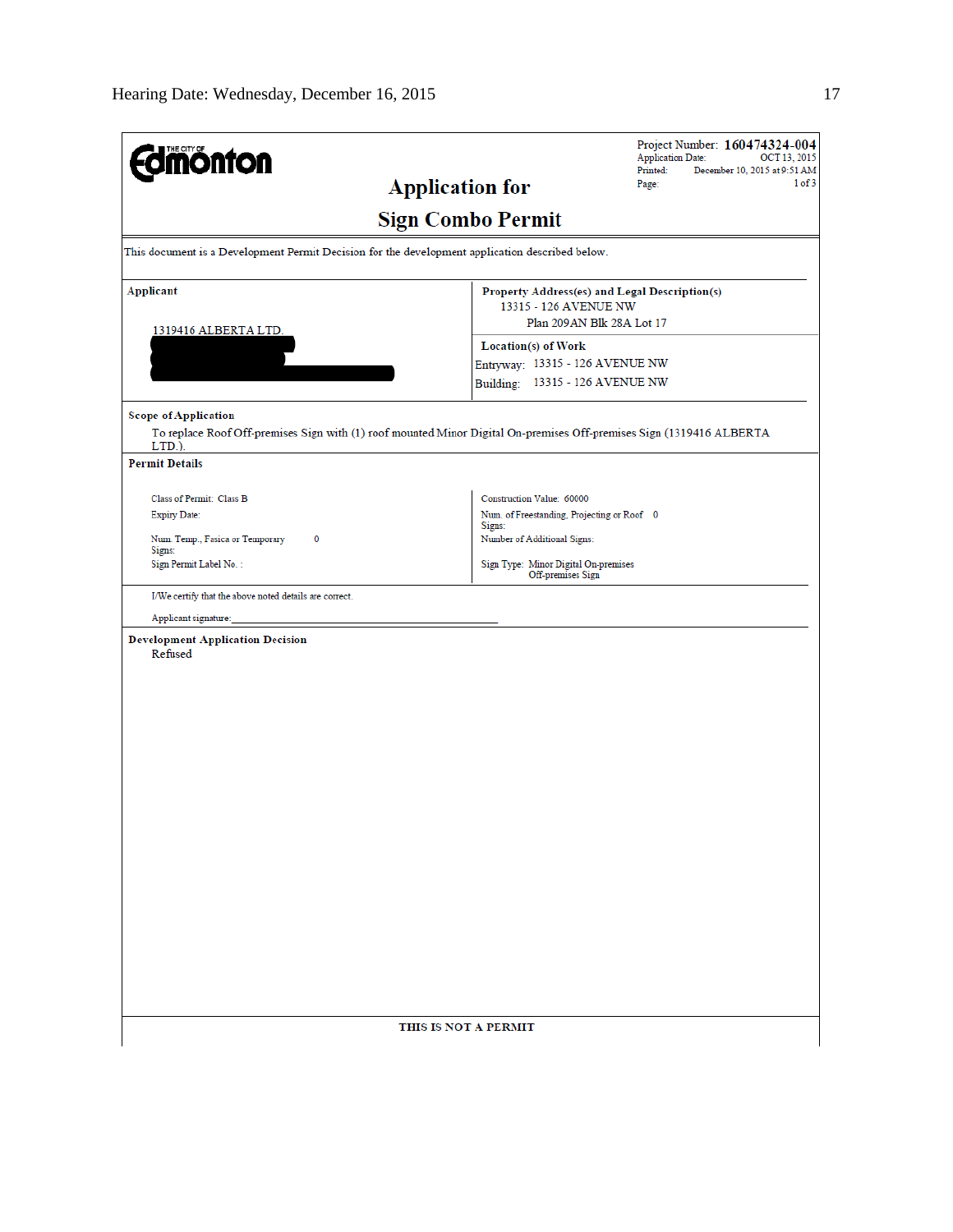# Application for Sign Combo Permit

Project Number: **160474324-004**
Application Date: OCT 13, 2015
Printed: December 10, 2015 at 9:51 AM
Page: 1 of 3

This document is a Development Permit Decision for the development application described below.

**Applicant**

1319416 ALBERTA LTD.

**Property Address(es) and Legal Description(s)**

13315 - 126 AVENUE NW
Plan 209AN Blk 28A Lot 17

**Location(s) of Work**

Entryway: 13315 - 126 AVENUE NW
Building: 13315 - 126 AVENUE NW

**Scope of Application**

To replace Roof Off-premises Sign with (1) roof mounted Minor Digital On-premises Off-premises Sign (1319416 ALBERTA LTD.).

**Permit Details**

| | |
|---|---|
| Class of Permit: Class B | Construction Value: 60000 |
| Expiry Date: | Num. of Freestanding, Projecting or Roof Signs: 0 |
| Num. Temp., Fasica or Temporary Signs: 0 | Number of Additional Signs: |
| Sign Permit Label No. : | Sign Type: Minor Digital On-premises Off-premises Sign |

I/We certify that the above noted details are correct.

Applicant signature:_______________________________

**Development Application Decision**

Refused

THIS IS NOT A PERMIT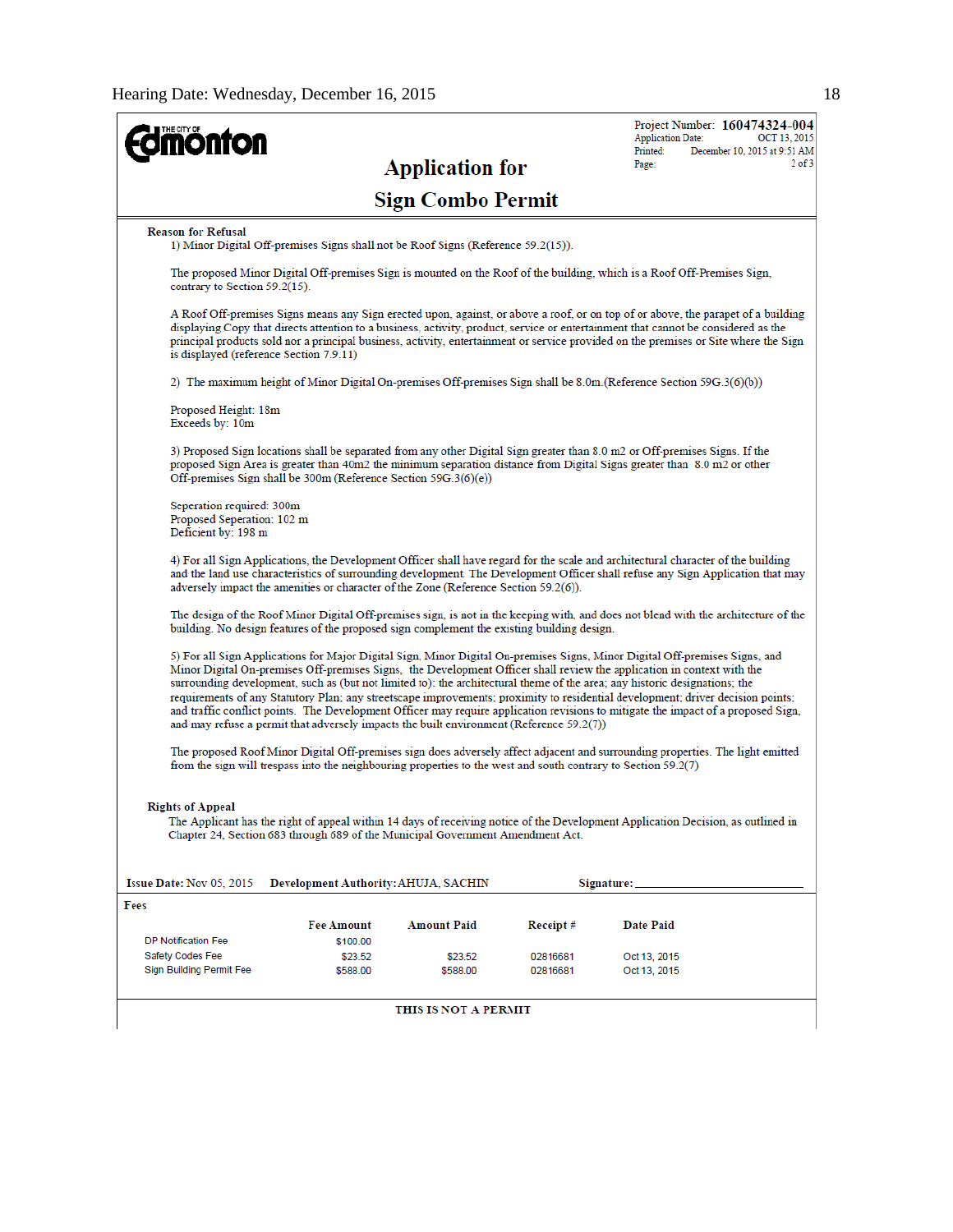**THE CITY OF Edmonton**

# Application for Sign Combo Permit

Project Number: **160474324-004**
Application Date: OCT 13, 2015
Printed: December 10, 2015 at 9:51 AM
Page: 2 of 3

**Reason for Refusal**

1) Minor Digital Off-premises Signs shall not be Roof Signs (Reference 59.2(15)).

The proposed Minor Digital Off-premises Sign is mounted on the Roof of the building, which is a Roof Off-Premises Sign, contrary to Section 59.2(15).

A Roof Off-premises Signs means any Sign erected upon, against, or above a roof, or on top of or above, the parapet of a building displaying Copy that directs attention to a business, activity, product, service or entertainment that cannot be considered as the principal products sold nor a principal business, activity, entertainment or service provided on the premises or Site where the Sign is displayed (reference Section 7.9.11)

2) The maximum height of Minor Digital On-premises Off-premises Sign shall be 8.0m.(Reference Section 59G.3(6)(b))

Proposed Height: 18m
Exceeds by: 10m

3) Proposed Sign locations shall be separated from any other Digital Sign greater than 8.0 m2 or Off-premises Signs. If the proposed Sign Area is greater than 40m2 the minimum separation distance from Digital Signs greater than 8.0 m2 or other Off-premises Sign shall be 300m (Reference Section 59G.3(6)(e))

Seperation required: 300m
Proposed Seperation: 102 m
Deficient by: 198 m

4) For all Sign Applications, the Development Officer shall have regard for the scale and architectural character of the building and the land use characteristics of surrounding development. The Development Officer shall refuse any Sign Application that may adversely impact the amenities or character of the Zone (Reference Section 59.2(6)).

The design of the Roof Minor Digital Off-premises sign, is not in the keeping with, and does not blend with the architecture of the building. No design features of the proposed sign complement the existing building design.

5) For all Sign Applications for Major Digital Sign, Minor Digital On-premises Signs, Minor Digital Off-premises Signs, and Minor Digital On-premises Off-premises Signs, the Development Officer shall review the application in context with the surrounding development, such as (but not limited to): the architectural theme of the area; any historic designations; the requirements of any Statutory Plan; any streetscape improvements; proximity to residential development; driver decision points; and traffic conflict points. The Development Officer may require application revisions to mitigate the impact of a proposed Sign, and may refuse a permit that adversely impacts the built environment (Reference 59.2(7))

The proposed Roof Minor Digital Off-premises sign does adversely affect adjacent and surrounding properties. The light emitted from the sign will trespass into the neighbouring properties to the west and south contrary to Section 59.2(7)

**Rights of Appeal**

The Applicant has the right of appeal within 14 days of receiving notice of the Development Application Decision, as outlined in Chapter 24, Section 683 through 689 of the Municipal Government Amendment Act.

**Issue Date:** Nov 05, 2015 **Development Authority:** AHUJA, SACHIN **Signature:** ____________________

**Fees**

| | Fee Amount | Amount Paid | Receipt # | Date Paid |
|---|---|---|---|---|
| DP Notification Fee | $100.00 | | | |
| Safety Codes Fee | $23.52 | $23.52 | 02816681 | Oct 13, 2015 |
| Sign Building Permit Fee | $588.00 | $588.00 | 02816681 | Oct 13, 2015 |

**THIS IS NOT A PERMIT**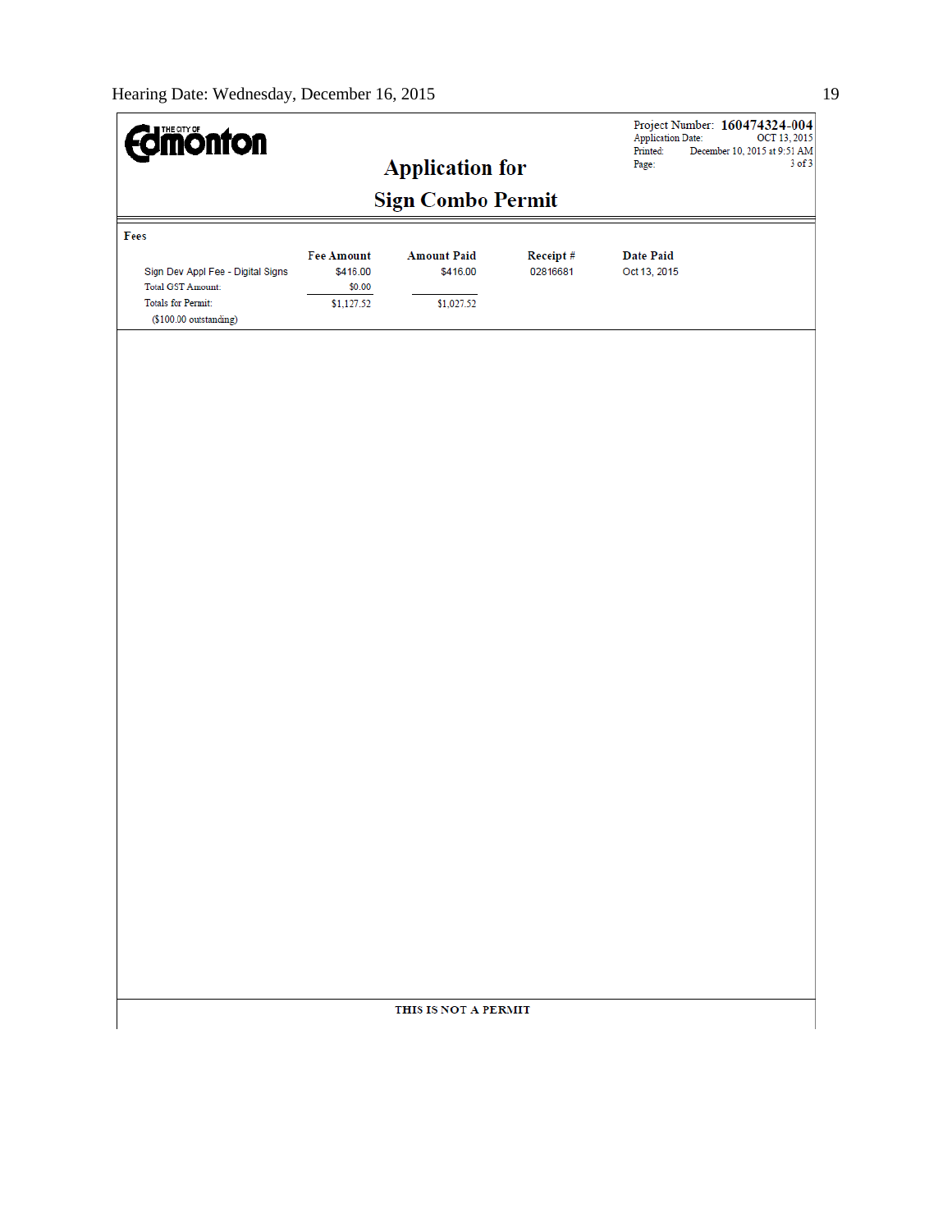The City of Edmonton

Project Number: **160474324-004**
Application Date: OCT 13, 2015
Printed: December 10, 2015 at 9:51 AM
Page: 3 of 3

# Application for Sign Combo Permit

**Fees**

| | Fee Amount | Amount Paid | Receipt # | Date Paid |
|---|---|---|---|---|
| Sign Dev Appl Fee - Digital Signs | $416.00 | $416.00 | 02816681 | Oct 13, 2015 |
| Total GST Amount: | $0.00 | | | |
| Totals for Permit: | $1,127.52 | $1,027.52 | | |
| ($100.00 outstanding) | | | | |

**THIS IS NOT A PERMIT**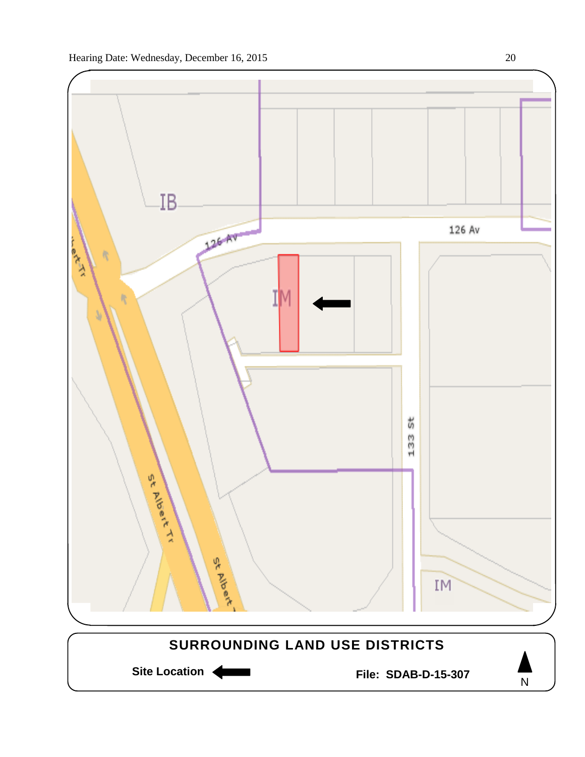IB

126 Av

126 Av

IM

133 St

St Albert Tr

St Albert Tr

IM

**SURROUNDING LAND USE DISTRICTS**

**Site Location** ←

**File: SDAB-D-15-307**

N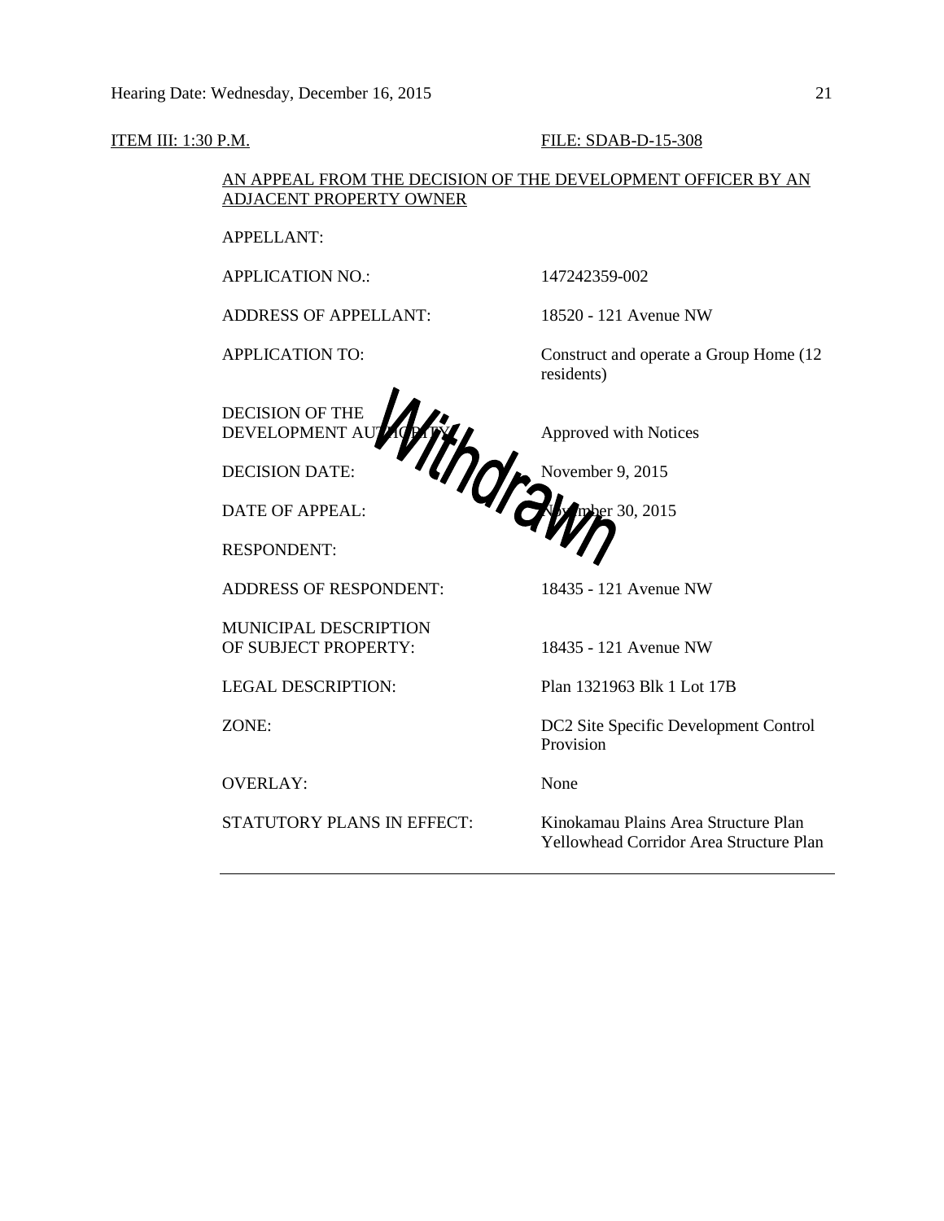ITEM III: 1:30 P.M. FILE: SDAB-D-15-308

AN APPEAL FROM THE DECISION OF THE DEVELOPMENT OFFICER BY AN ADJACENT PROPERTY OWNER

Withdrawn

| | |
|---|---|
| APPELLANT: | |
| APPLICATION NO.: | 147242359-002 |
| ADDRESS OF APPELLANT: | 18520 - 121 Avenue NW |
| APPLICATION TO: | Construct and operate a Group Home (12 residents) |
| DECISION OF THE DEVELOPMENT AUTHORITY: | Approved with Notices |
| DECISION DATE: | November 9, 2015 |
| DATE OF APPEAL: | November 30, 2015 |
| RESPONDENT: | |
| ADDRESS OF RESPONDENT: | 18435 - 121 Avenue NW |
| MUNICIPAL DESCRIPTION OF SUBJECT PROPERTY: | 18435 - 121 Avenue NW |
| LEGAL DESCRIPTION: | Plan 1321963 Blk 1 Lot 17B |
| ZONE: | DC2 Site Specific Development Control Provision |
| OVERLAY: | None |
| STATUTORY PLANS IN EFFECT: | Kinokamau Plains Area Structure Plan<br>Yellowhead Corridor Area Structure Plan |

---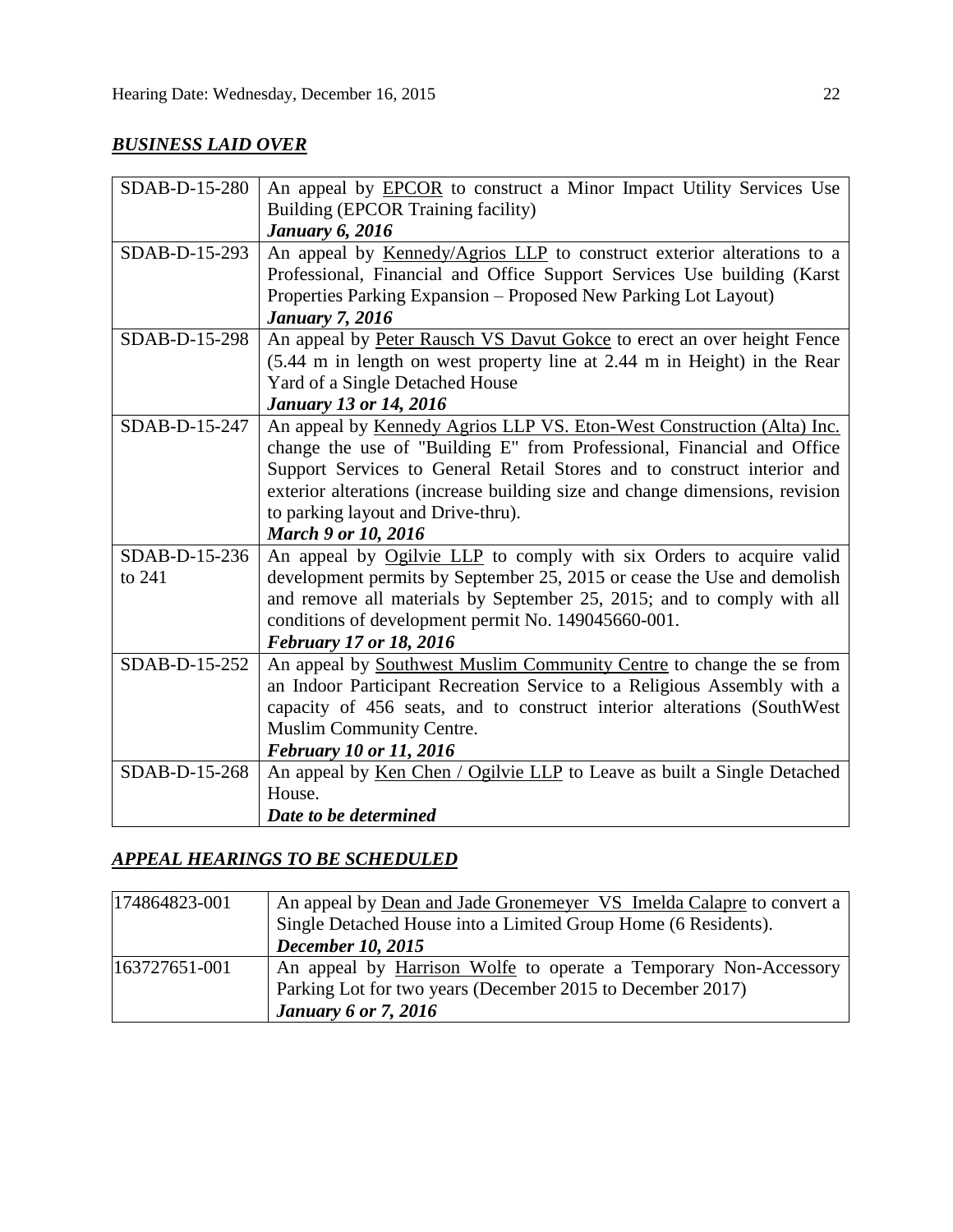## ***BUSINESS LAID OVER***

| | |
|---|---|
| SDAB-D-15-280 | An appeal by EPCOR to construct a Minor Impact Utility Services Use Building (EPCOR Training facility)<br>***January 6, 2016*** |
| SDAB-D-15-293 | An appeal by Kennedy/Agrios LLP to construct exterior alterations to a Professional, Financial and Office Support Services Use building (Karst Properties Parking Expansion – Proposed New Parking Lot Layout)<br>***January 7, 2016*** |
| SDAB-D-15-298 | An appeal by Peter Rausch VS Davut Gokce to erect an over height Fence (5.44 m in length on west property line at 2.44 m in Height) in the Rear Yard of a Single Detached House<br>***January 13 or 14, 2016*** |
| SDAB-D-15-247 | An appeal by Kennedy Agrios LLP VS. Eton-West Construction (Alta) Inc. change the use of "Building E" from Professional, Financial and Office Support Services to General Retail Stores and to construct interior and exterior alterations (increase building size and change dimensions, revision to parking layout and Drive-thru).<br>***March 9 or 10, 2016*** |
| SDAB-D-15-236 to 241 | An appeal by Ogilvie LLP to comply with six Orders to acquire valid development permits by September 25, 2015 or cease the Use and demolish and remove all materials by September 25, 2015; and to comply with all conditions of development permit No. 149045660-001.<br>***February 17 or 18, 2016*** |
| SDAB-D-15-252 | An appeal by Southwest Muslim Community Centre to change the se from an Indoor Participant Recreation Service to a Religious Assembly with a capacity of 456 seats, and to construct interior alterations (SouthWest Muslim Community Centre.<br>***February 10 or 11, 2016*** |
| SDAB-D-15-268 | An appeal by Ken Chen / Ogilvie LLP to Leave as built a Single Detached House.<br>***Date to be determined*** |

## ***APPEAL HEARINGS TO BE SCHEDULED***

| | |
|---|---|
| 174864823-001 | An appeal by Dean and Jade Gronemeyer VS Imelda Calapre to convert a Single Detached House into a Limited Group Home (6 Residents).<br>***December 10, 2015*** |
| 163727651-001 | An appeal by Harrison Wolfe to operate a Temporary Non-Accessory Parking Lot for two years (December 2015 to December 2017)<br>***January 6 or 7, 2016*** |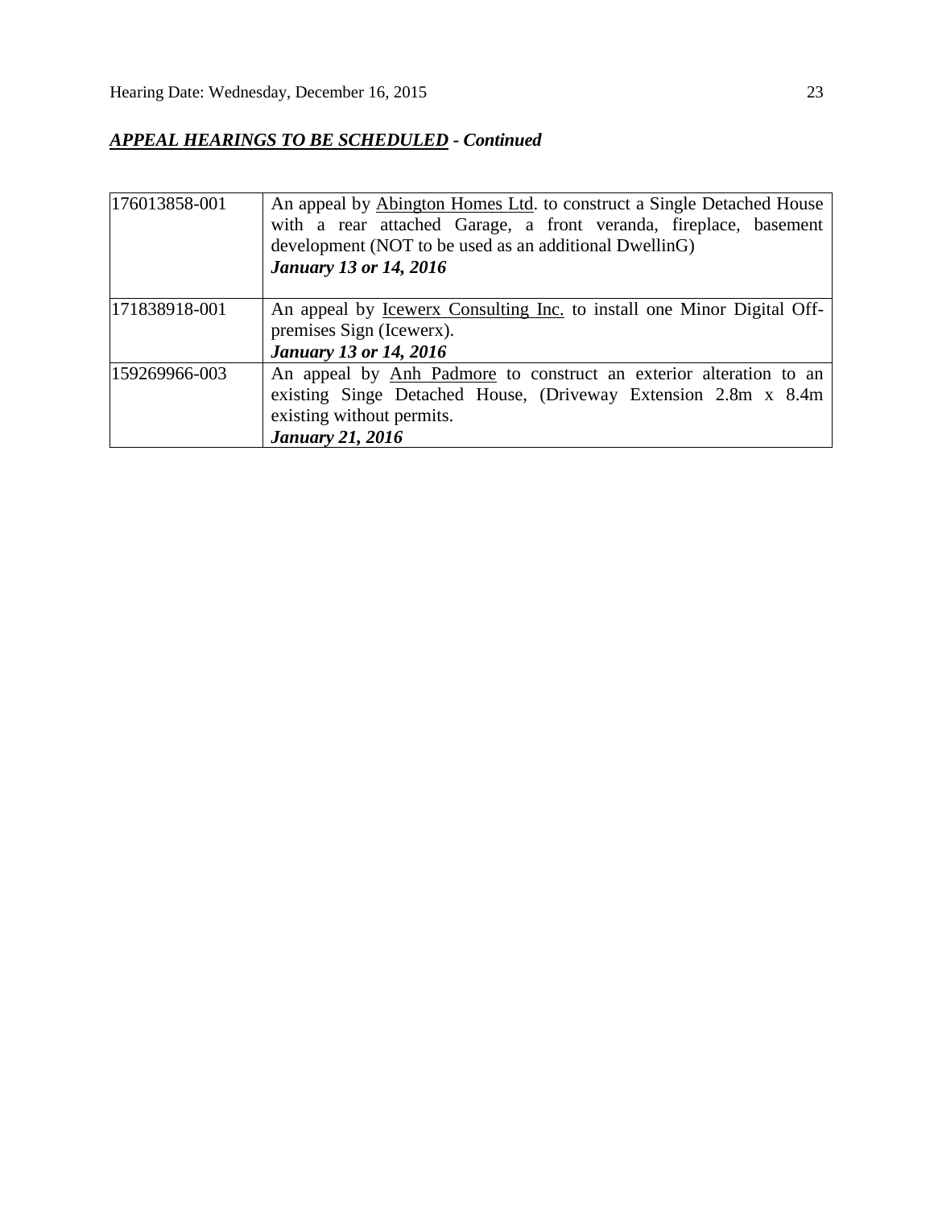***APPEAL HEARINGS TO BE SCHEDULED* - Continued**

| | |
|---|---|
| 176013858-001 | An appeal by Abington Homes Ltd. to construct a Single Detached House with a rear attached Garage, a front veranda, fireplace, basement development (NOT to be used as an additional DwellinG) ***January 13 or 14, 2016*** |
| 171838918-001 | An appeal by Icewerx Consulting Inc. to install one Minor Digital Off-premises Sign (Icewerx). ***January 13 or 14, 2016*** |
| 159269966-003 | An appeal by Anh Padmore to construct an exterior alteration to an existing Singe Detached House, (Driveway Extension 2.8m x 8.4m existing without permits. ***January 21, 2016*** |